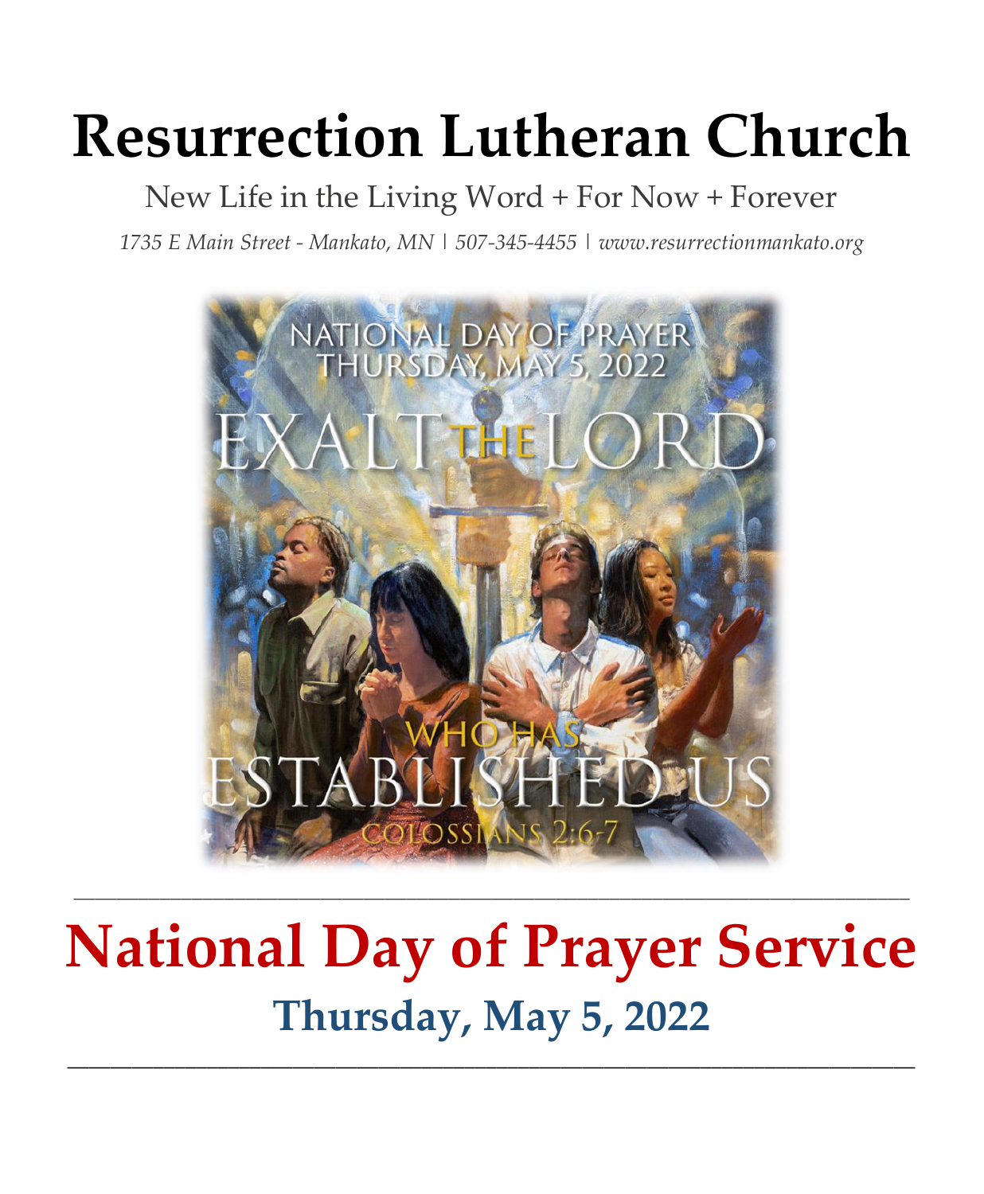# Resurrection Lutheran Church

New Life in the Living Word + For Now + Forever

*1735 E Main Street - Mankato, MN | 507-345-4455 | www.resurrectionmankato.org*

NATIONAL DAY OF PRAYER
THURSDAY, MAY 5, 2022

EXALT THE LORD WHO HAS ESTABLISHED US

COLOSSIANS 2:6-7

---

# National Day of Prayer Service

## Thursday, May 5, 2022

---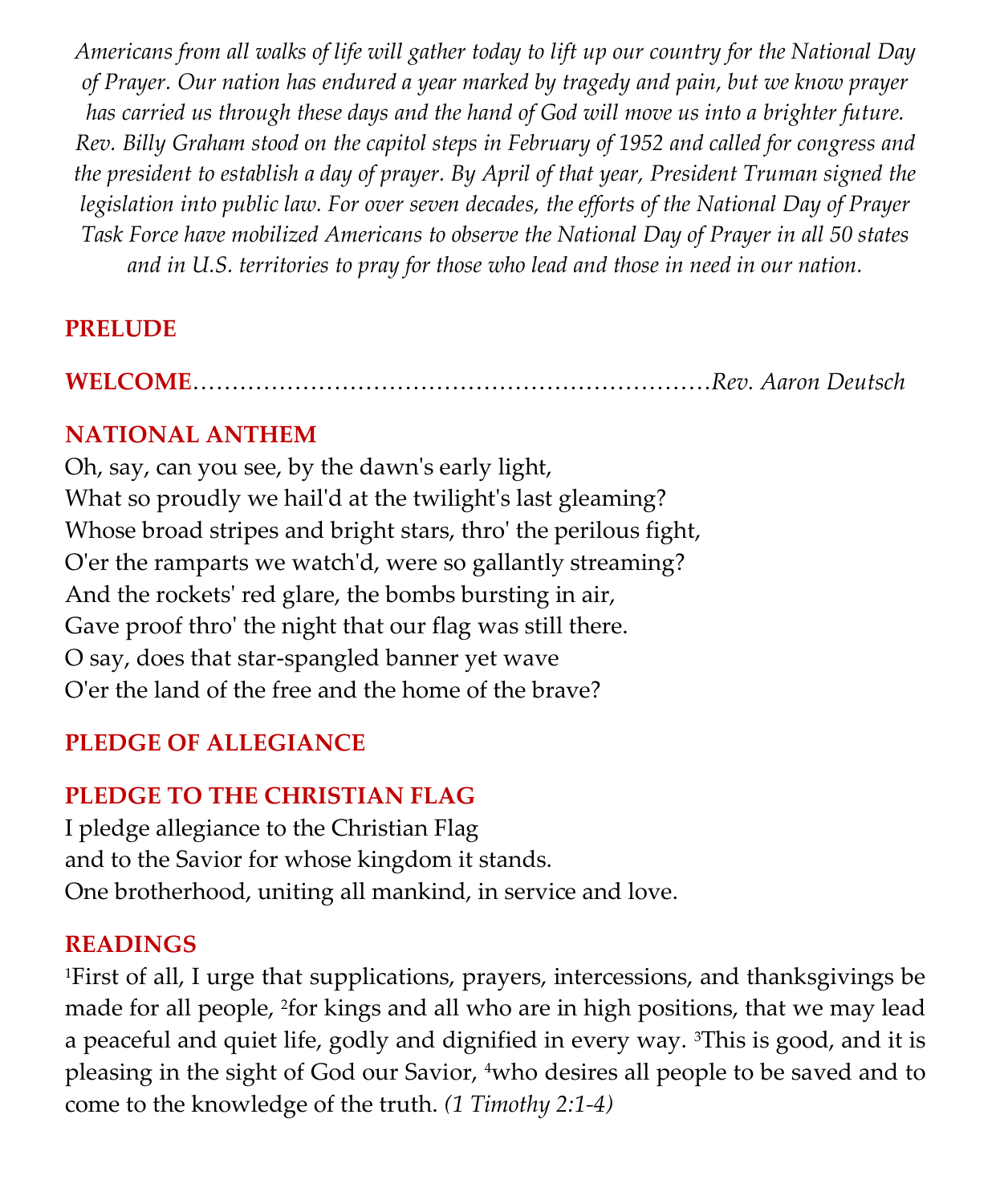*Americans from all walks of life will gather today to lift up our country for the National Day of Prayer. Our nation has endured a year marked by tragedy and pain, but we know prayer has carried us through these days and the hand of God will move us into a brighter future. Rev. Billy Graham stood on the capitol steps in February of 1952 and called for congress and the president to establish a day of prayer. By April of that year, President Truman signed the legislation into public law. For over seven decades, the efforts of the National Day of Prayer Task Force have mobilized Americans to observe the National Day of Prayer in all 50 states and in U.S. territories to pray for those who lead and those in need in our nation.*

## PRELUDE

## WELCOME……………………………………………………………*Rev. Aaron Deutsch*

## NATIONAL ANTHEM

Oh, say, can you see, by the dawn's early light,
What so proudly we hail'd at the twilight's last gleaming?
Whose broad stripes and bright stars, thro' the perilous fight,
O'er the ramparts we watch'd, were so gallantly streaming?
And the rockets' red glare, the bombs bursting in air,
Gave proof thro' the night that our flag was still there.
O say, does that star-spangled banner yet wave
O'er the land of the free and the home of the brave?

## PLEDGE OF ALLEGIANCE

## PLEDGE TO THE CHRISTIAN FLAG

I pledge allegiance to the Christian Flag
and to the Savior for whose kingdom it stands.
One brotherhood, uniting all mankind, in service and love.

## READINGS

[1]First of all, I urge that supplications, prayers, intercessions, and thanksgivings be made for all people, [2]for kings and all who are in high positions, that we may lead a peaceful and quiet life, godly and dignified in every way. [3]This is good, and it is pleasing in the sight of God our Savior, [4]who desires all people to be saved and to come to the knowledge of the truth. *(1 Timothy 2:1-4)*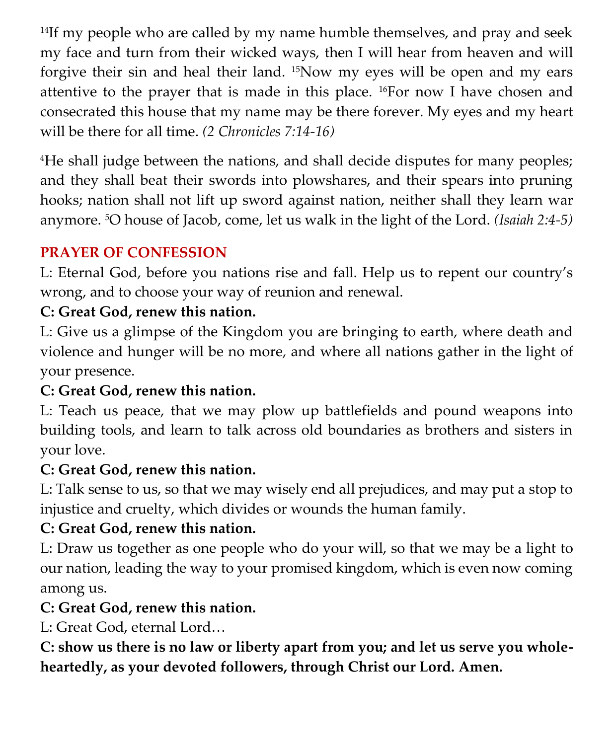[14]If my people who are called by my name humble themselves, and pray and seek my face and turn from their wicked ways, then I will hear from heaven and will forgive their sin and heal their land. [15]Now my eyes will be open and my ears attentive to the prayer that is made in this place. [16]For now I have chosen and consecrated this house that my name may be there forever. My eyes and my heart will be there for all time. *(2 Chronicles 7:14-16)*

[4]He shall judge between the nations, and shall decide disputes for many peoples; and they shall beat their swords into plowshares, and their spears into pruning hooks; nation shall not lift up sword against nation, neither shall they learn war anymore. [5]O house of Jacob, come, let us walk in the light of the Lord. *(Isaiah 2:4-5)*

## PRAYER OF CONFESSION

L: Eternal God, before you nations rise and fall. Help us to repent our country's wrong, and to choose your way of reunion and renewal.

**C: Great God, renew this nation.**

L: Give us a glimpse of the Kingdom you are bringing to earth, where death and violence and hunger will be no more, and where all nations gather in the light of your presence.

**C: Great God, renew this nation.**

L: Teach us peace, that we may plow up battlefields and pound weapons into building tools, and learn to talk across old boundaries as brothers and sisters in your love.

**C: Great God, renew this nation.**

L: Talk sense to us, so that we may wisely end all prejudices, and may put a stop to injustice and cruelty, which divides or wounds the human family.

**C: Great God, renew this nation.**

L: Draw us together as one people who do your will, so that we may be a light to our nation, leading the way to your promised kingdom, which is even now coming among us.

**C: Great God, renew this nation.**

L: Great God, eternal Lord…

**C: show us there is no law or liberty apart from you; and let us serve you wholeheartedly, as your devoted followers, through Christ our Lord. Amen.**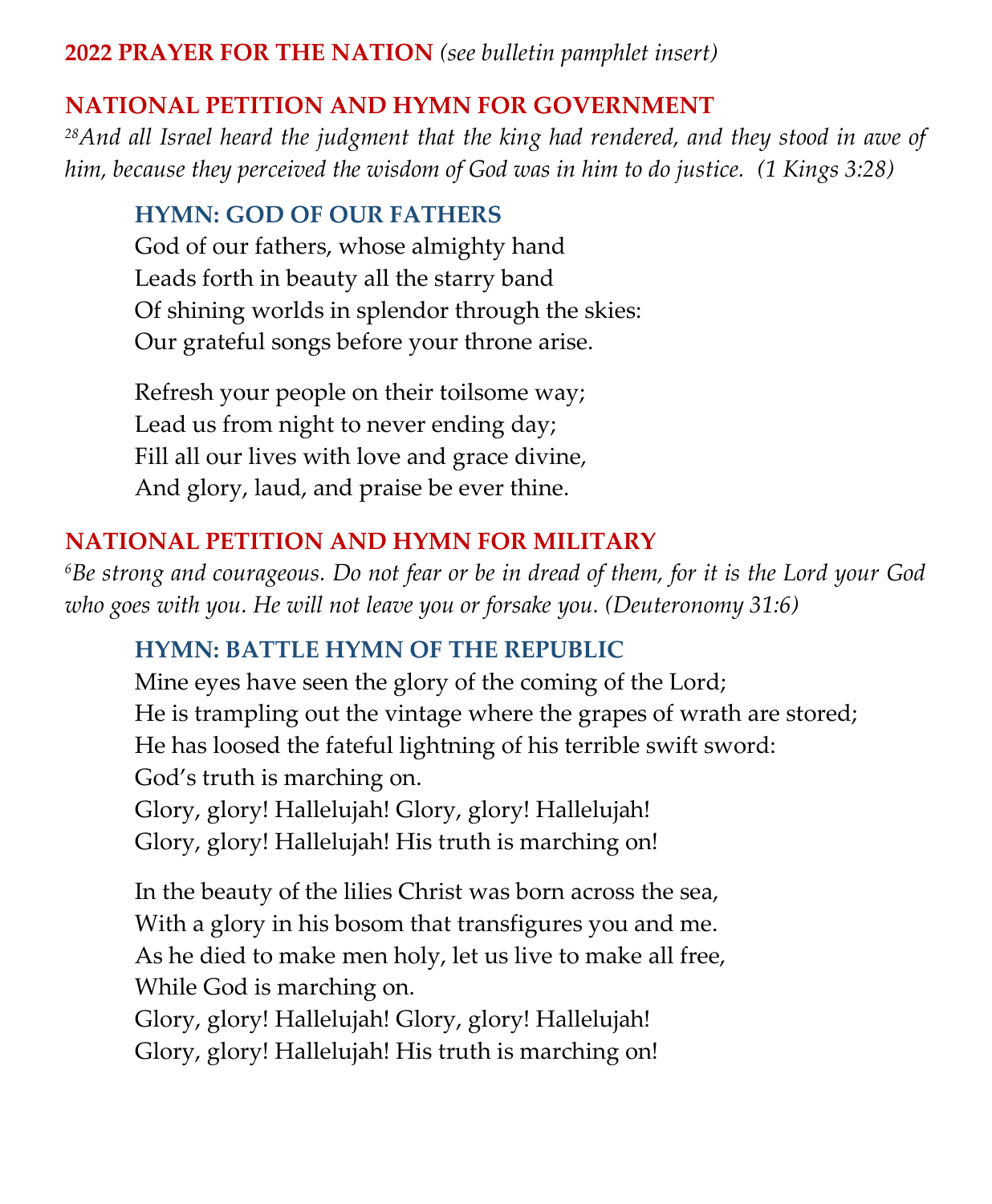## **2022 PRAYER FOR THE NATION** *(see bulletin pamphlet insert)*

## NATIONAL PETITION AND HYMN FOR GOVERNMENT

*[28]And all Israel heard the judgment that the king had rendered, and they stood in awe of him, because they perceived the wisdom of God was in him to do justice. (1 Kings 3:28)*

### HYMN: GOD OF OUR FATHERS

God of our fathers, whose almighty hand
Leads forth in beauty all the starry band
Of shining worlds in splendor through the skies:
Our grateful songs before your throne arise.

Refresh your people on their toilsome way;
Lead us from night to never ending day;
Fill all our lives with love and grace divine,
And glory, laud, and praise be ever thine.

## NATIONAL PETITION AND HYMN FOR MILITARY

*[6]Be strong and courageous. Do not fear or be in dread of them, for it is the Lord your God who goes with you. He will not leave you or forsake you. (Deuteronomy 31:6)*

### HYMN: BATTLE HYMN OF THE REPUBLIC

Mine eyes have seen the glory of the coming of the Lord;
He is trampling out the vintage where the grapes of wrath are stored;
He has loosed the fateful lightning of his terrible swift sword:
God's truth is marching on.
Glory, glory! Hallelujah! Glory, glory! Hallelujah!
Glory, glory! Hallelujah! His truth is marching on!

In the beauty of the lilies Christ was born across the sea,
With a glory in his bosom that transfigures you and me.
As he died to make men holy, let us live to make all free,
While God is marching on.
Glory, glory! Hallelujah! Glory, glory! Hallelujah!
Glory, glory! Hallelujah! His truth is marching on!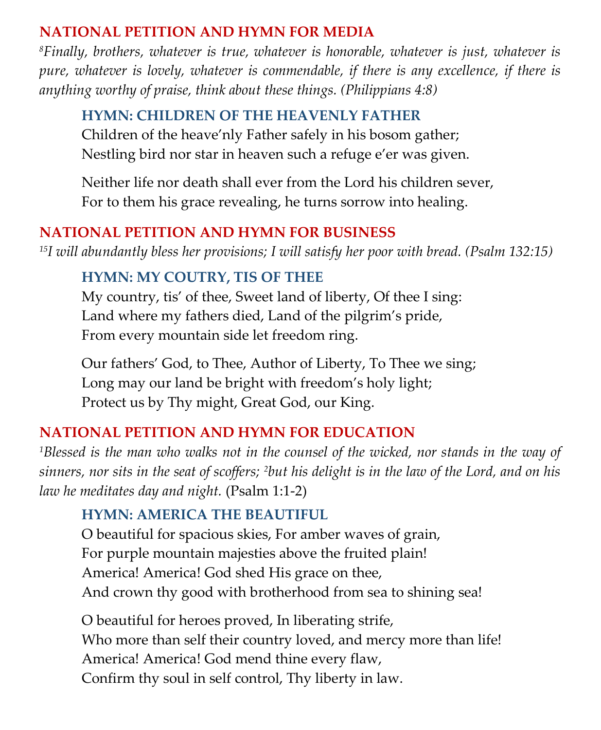## NATIONAL PETITION AND HYMN FOR MEDIA

*[8]Finally, brothers, whatever is true, whatever is honorable, whatever is just, whatever is pure, whatever is lovely, whatever is commendable, if there is any excellence, if there is anything worthy of praise, think about these things. (Philippians 4:8)*

### HYMN: CHILDREN OF THE HEAVENLY FATHER

Children of the heave'nly Father safely in his bosom gather;
Nestling bird nor star in heaven such a refuge e'er was given.

Neither life nor death shall ever from the Lord his children sever,
For to them his grace revealing, he turns sorrow into healing.

## NATIONAL PETITION AND HYMN FOR BUSINESS

*[15]I will abundantly bless her provisions; I will satisfy her poor with bread. (Psalm 132:15)*

### HYMN: MY COUTRY, TIS OF THEE

My country, tis' of thee, Sweet land of liberty, Of thee I sing:
Land where my fathers died, Land of the pilgrim's pride,
From every mountain side let freedom ring.

Our fathers' God, to Thee, Author of Liberty, To Thee we sing;
Long may our land be bright with freedom's holy light;
Protect us by Thy might, Great God, our King.

## NATIONAL PETITION AND HYMN FOR EDUCATION

*[1]Blessed is the man who walks not in the counsel of the wicked, nor stands in the way of sinners, nor sits in the seat of scoffers; [2]but his delight is in the law of the Lord, and on his law he meditates day and night.* (Psalm 1:1-2)

### HYMN: AMERICA THE BEAUTIFUL

O beautiful for spacious skies, For amber waves of grain,
For purple mountain majesties above the fruited plain!
America! America! God shed His grace on thee,
And crown thy good with brotherhood from sea to shining sea!

O beautiful for heroes proved, In liberating strife,
Who more than self their country loved, and mercy more than life!
America! America! God mend thine every flaw,
Confirm thy soul in self control, Thy liberty in law.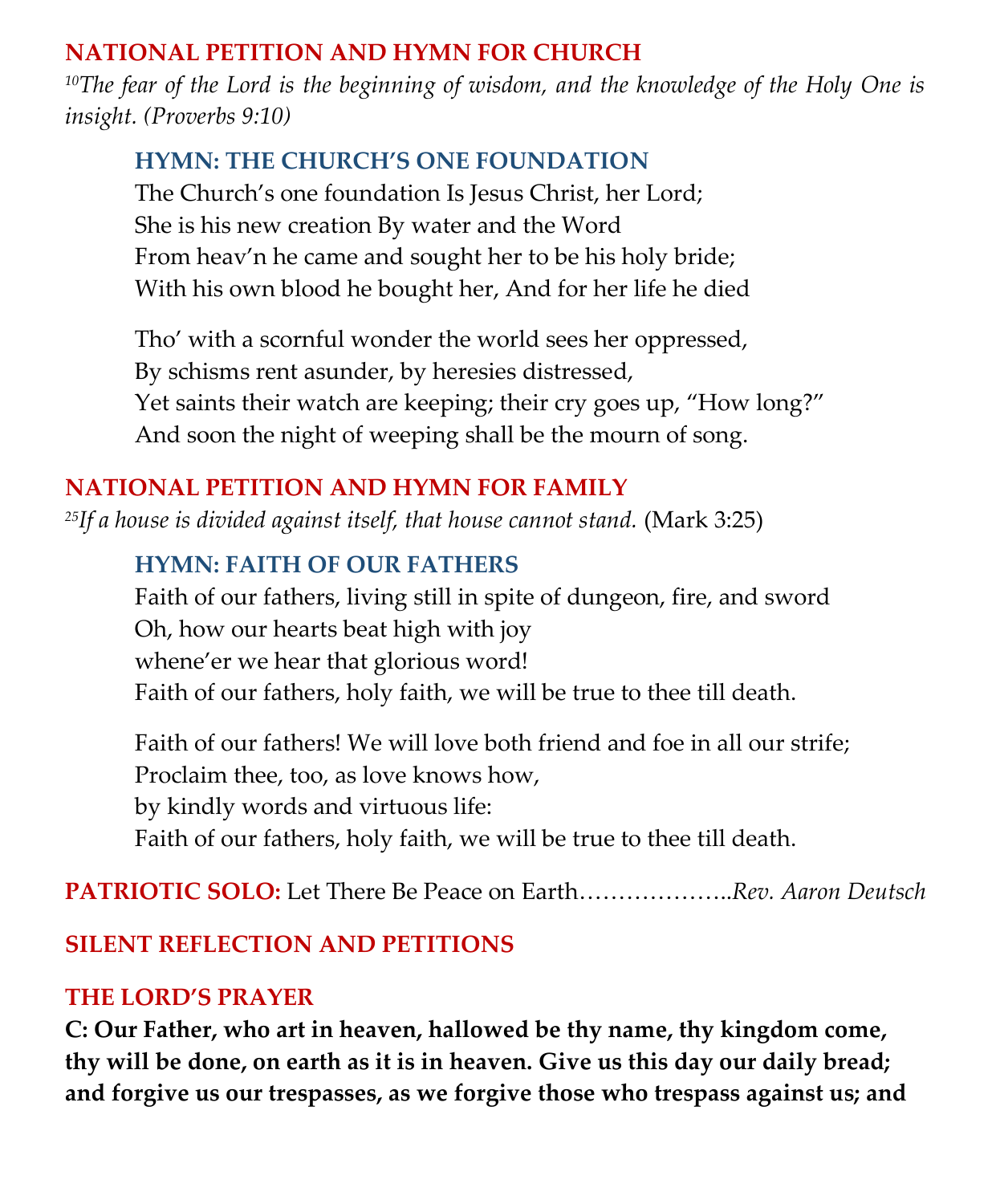## NATIONAL PETITION AND HYMN FOR CHURCH

*[10]The fear of the Lord is the beginning of wisdom, and the knowledge of the Holy One is insight. (Proverbs 9:10)*

### HYMN: THE CHURCH'S ONE FOUNDATION

The Church's one foundation Is Jesus Christ, her Lord;
She is his new creation By water and the Word
From heav'n he came and sought her to be his holy bride;
With his own blood he bought her, And for her life he died

Tho' with a scornful wonder the world sees her oppressed,
By schisms rent asunder, by heresies distressed,
Yet saints their watch are keeping; their cry goes up, "How long?"
And soon the night of weeping shall be the mourn of song.

## NATIONAL PETITION AND HYMN FOR FAMILY

*[25]If a house is divided against itself, that house cannot stand.* (Mark 3:25)

### HYMN: FAITH OF OUR FATHERS

Faith of our fathers, living still in spite of dungeon, fire, and sword
Oh, how our hearts beat high with joy
whene'er we hear that glorious word!
Faith of our fathers, holy faith, we will be true to thee till death.

Faith of our fathers! We will love both friend and foe in all our strife;
Proclaim thee, too, as love knows how,
by kindly words and virtuous life:
Faith of our fathers, holy faith, we will be true to thee till death.

**PATRIOTIC SOLO:** Let There Be Peace on Earth……………….*Rev. Aaron Deutsch*

## SILENT REFLECTION AND PETITIONS

## THE LORD'S PRAYER

**C: Our Father, who art in heaven, hallowed be thy name, thy kingdom come, thy will be done, on earth as it is in heaven. Give us this day our daily bread; and forgive us our trespasses, as we forgive those who trespass against us; and**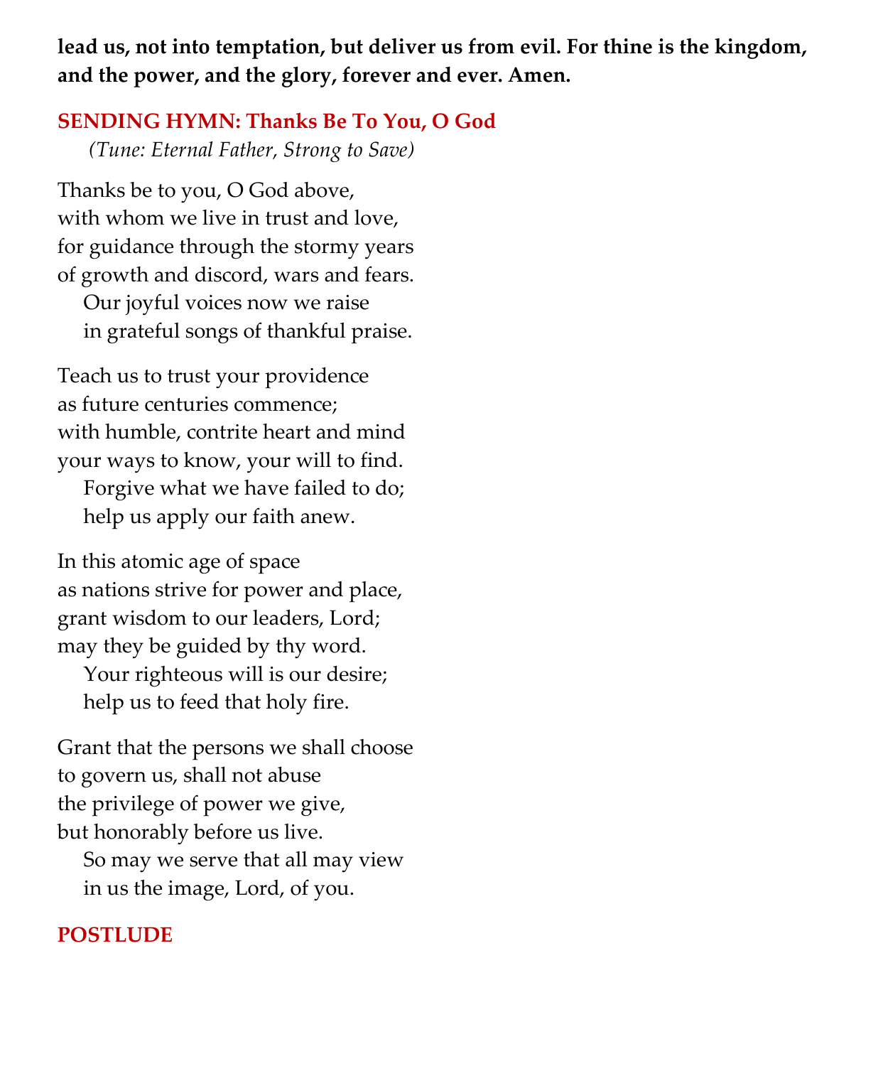**lead us, not into temptation, but deliver us from evil. For thine is the kingdom, and the power, and the glory, forever and ever. Amen.**

## SENDING HYMN: Thanks Be To You, O God

*(Tune: Eternal Father, Strong to Save)*

Thanks be to you, O God above,
with whom we live in trust and love,
for guidance through the stormy years
of growth and discord, wars and fears.
Our joyful voices now we raise
in grateful songs of thankful praise.

Teach us to trust your providence
as future centuries commence;
with humble, contrite heart and mind
your ways to know, your will to find.
Forgive what we have failed to do;
help us apply our faith anew.

In this atomic age of space
as nations strive for power and place,
grant wisdom to our leaders, Lord;
may they be guided by thy word.
Your righteous will is our desire;
help us to feed that holy fire.

Grant that the persons we shall choose
to govern us, shall not abuse
the privilege of power we give,
but honorably before us live.
So may we serve that all may view
in us the image, Lord, of you.

## POSTLUDE